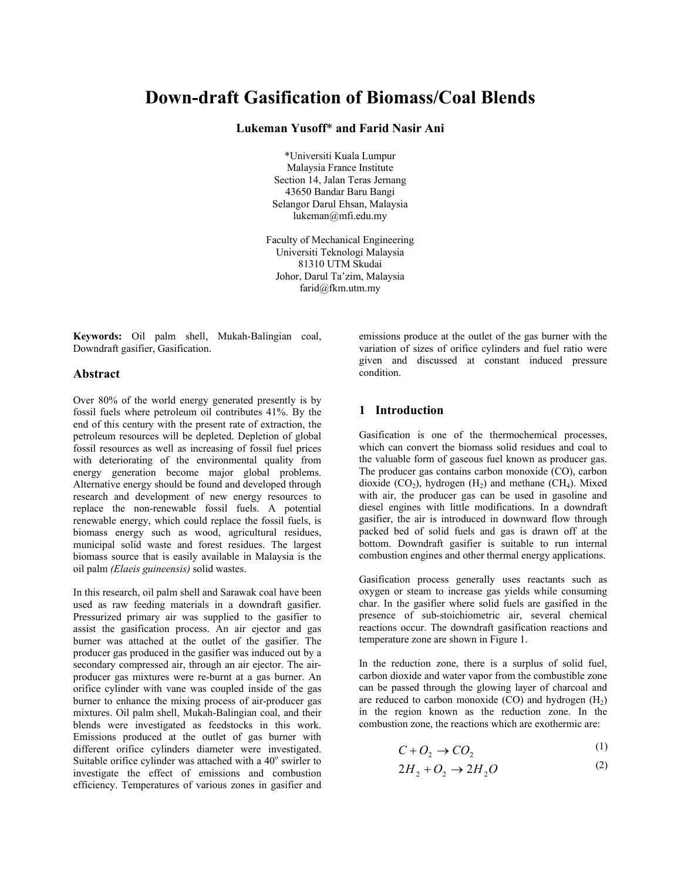# Down-draft Gasification of Biomass/Coal Blends

**Lukeman Yusoff\* and Farid Nasir Ani**

\*Universiti Kuala Lumpur
Malaysia France Institute
Section 14, Jalan Teras Jernang
43650 Bandar Baru Bangi
Selangor Darul Ehsan, Malaysia
lukeman@mfi.edu.my

Faculty of Mechanical Engineering
Universiti Teknologi Malaysia
81310 UTM Skudai
Johor, Darul Ta'zim, Malaysia
farid@fkm.utm.my

**Keywords:** Oil palm shell, Mukah-Balingian coal, Downdraft gasifier, Gasification.

## Abstract

Over 80% of the world energy generated presently is by fossil fuels where petroleum oil contributes 41%. By the end of this century with the present rate of extraction, the petroleum resources will be depleted. Depletion of global fossil resources as well as increasing of fossil fuel prices with deteriorating of the environmental quality from energy generation become major global problems. Alternative energy should be found and developed through research and development of new energy resources to replace the non-renewable fossil fuels. A potential renewable energy, which could replace the fossil fuels, is biomass energy such as wood, agricultural residues, municipal solid waste and forest residues. The largest biomass source that is easily available in Malaysia is the oil palm *(Elaeis guineensis)* solid wastes.

In this research, oil palm shell and Sarawak coal have been used as raw feeding materials in a downdraft gasifier. Pressurized primary air was supplied to the gasifier to assist the gasification process. An air ejector and gas burner was attached at the outlet of the gasifier. The producer gas produced in the gasifier was induced out by a secondary compressed air, through an air ejector. The air-producer gas mixtures were re-burnt at a gas burner. An orifice cylinder with vane was coupled inside of the gas burner to enhance the mixing process of air-producer gas mixtures. Oil palm shell, Mukah-Balingian coal, and their blends were investigated as feedstocks in this work. Emissions produced at the outlet of gas burner with different orifice cylinders diameter were investigated. Suitable orifice cylinder was attached with a $40^{o}$ swirler to investigate the effect of emissions and combustion efficiency. Temperatures of various zones in gasifier and emissions produce at the outlet of the gas burner with the variation of sizes of orifice cylinders and fuel ratio were given and discussed at constant induced pressure condition.

## 1 Introduction

Gasification is one of the thermochemical processes, which can convert the biomass solid residues and coal to the valuable form of gaseous fuel known as producer gas. The producer gas contains carbon monoxide (CO), carbon dioxide ($CO_2$), hydrogen ($H_2$) and methane ($CH_4$). Mixed with air, the producer gas can be used in gasoline and diesel engines with little modifications. In a downdraft gasifier, the air is introduced in downward flow through packed bed of solid fuels and gas is drawn off at the bottom. Downdraft gasifier is suitable to run internal combustion engines and other thermal energy applications.

Gasification process generally uses reactants such as oxygen or steam to increase gas yields while consuming char. In the gasifier where solid fuels are gasified in the presence of sub-stoichiometric air, several chemical reactions occur. The downdraft gasification reactions and temperature zone are shown in Figure 1.

In the reduction zone, there is a surplus of solid fuel, carbon dioxide and water vapor from the combustible zone can be passed through the glowing layer of charcoal and are reduced to carbon monoxide (CO) and hydrogen ($H_2$) in the region known as the reduction zone. In the combustion zone, the reactions which are exothermic are:

$$C + O_2 \rightarrow CO_2 \tag{1}$$

$$2H_2 + O_2 \rightarrow 2H_2O \tag{2}$$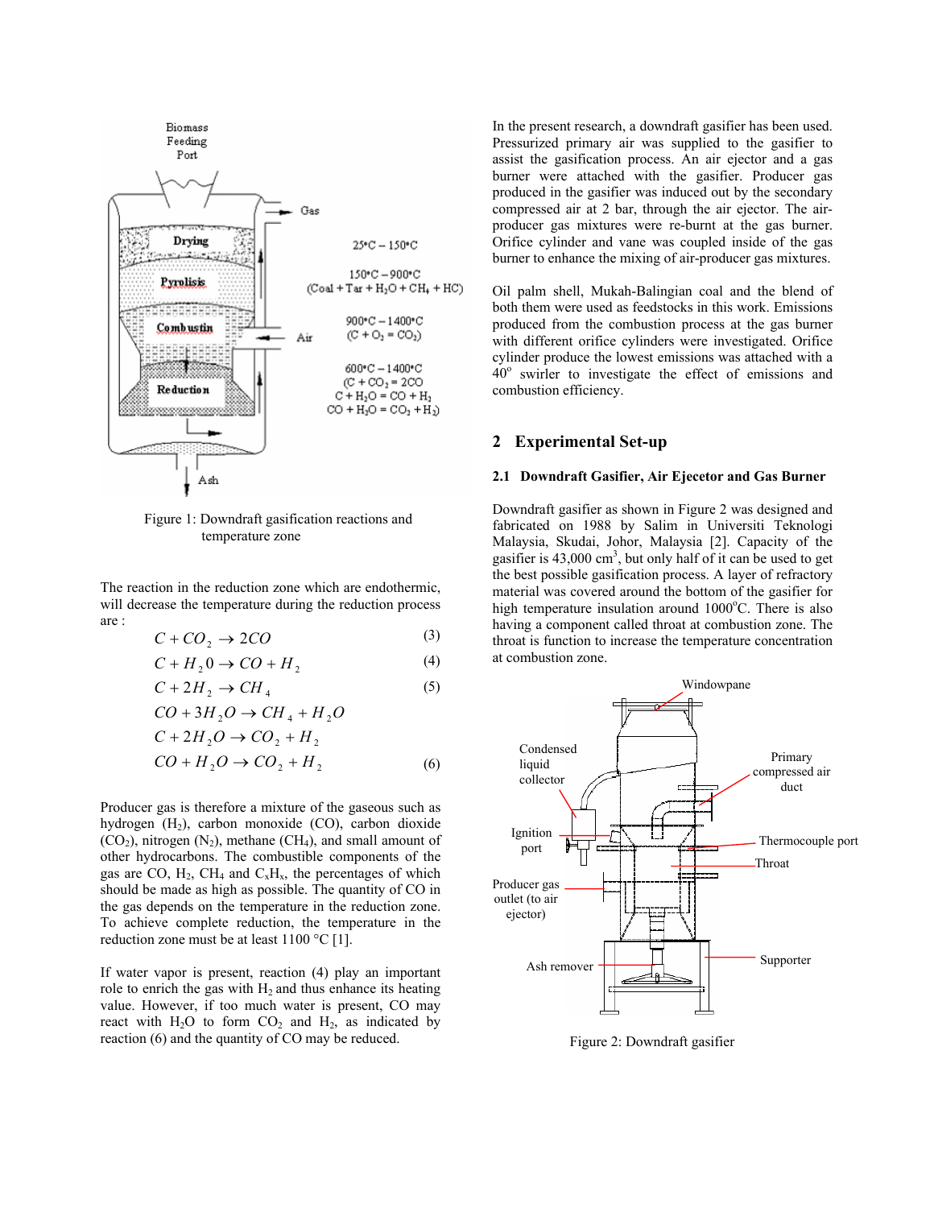Figure 1: Downdraft gasification reactions and temperature zone

The reaction in the reduction zone which are endothermic, will decrease the temperature during the reduction process are :

$$C + CO_2 \rightarrow 2CO \tag{3}$$

$$C + H_2 0 \rightarrow CO + H_2 \tag{4}$$

$$C + 2H_2 \rightarrow CH_4 \tag{5}$$

$$CO + 3H_2O \rightarrow CH_4 + H_2O$$

$$C + 2H_2O \rightarrow CO_2 + H_2$$

$$CO + H_2O \rightarrow CO_2 + H_2 \tag{6}$$

Producer gas is therefore a mixture of the gaseous such as hydrogen ($H_2$), carbon monoxide (CO), carbon dioxide ($CO_2$), nitrogen ($N_2$), methane ($CH_4$), and small amount of other hydrocarbons. The combustible components of the gas are CO, $H_2$, $CH_4$ and $C_xH_x$, the percentages of which should be made as high as possible. The quantity of CO in the gas depends on the temperature in the reduction zone. To achieve complete reduction, the temperature in the reduction zone must be at least 1100 °C [1].

If water vapor is present, reaction (4) play an important role to enrich the gas with $H_2$ and thus enhance its heating value. However, if too much water is present, CO may react with $H_2O$ to form $CO_2$ and $H_2$, as indicated by reaction (6) and the quantity of CO may be reduced.

In the present research, a downdraft gasifier has been used. Pressurized primary air was supplied to the gasifier to assist the gasification process. An air ejector and a gas burner were attached with the gasifier. Producer gas produced in the gasifier was induced out by the secondary compressed air at 2 bar, through the air ejector. The air-producer gas mixtures were re-burnt at the gas burner. Orifice cylinder and vane was coupled inside of the gas burner to enhance the mixing of air-producer gas mixtures.

Oil palm shell, Mukah-Balingian coal and the blend of both them were used as feedstocks in this work. Emissions produced from the combustion process at the gas burner with different orifice cylinders were investigated. Orifice cylinder produce the lowest emissions was attached with a 40$^o$ swirler to investigate the effect of emissions and combustion efficiency.

## 2 Experimental Set-up

### 2.1 Downdraft Gasifier, Air Ejector and Gas Burner

Downdraft gasifier as shown in Figure 2 was designed and fabricated on 1988 by Salim in Universiti Teknologi Malaysia, Skudai, Johor, Malaysia [2]. Capacity of the gasifier is 43,000 cm$^3$, but only half of it can be used to get the best possible gasification process. A layer of refractory material was covered around the bottom of the gasifier for high temperature insulation around 1000$^o$C. There is also having a component called throat at combustion zone. The throat is function to increase the temperature concentration at combustion zone.

Figure 2: Downdraft gasifier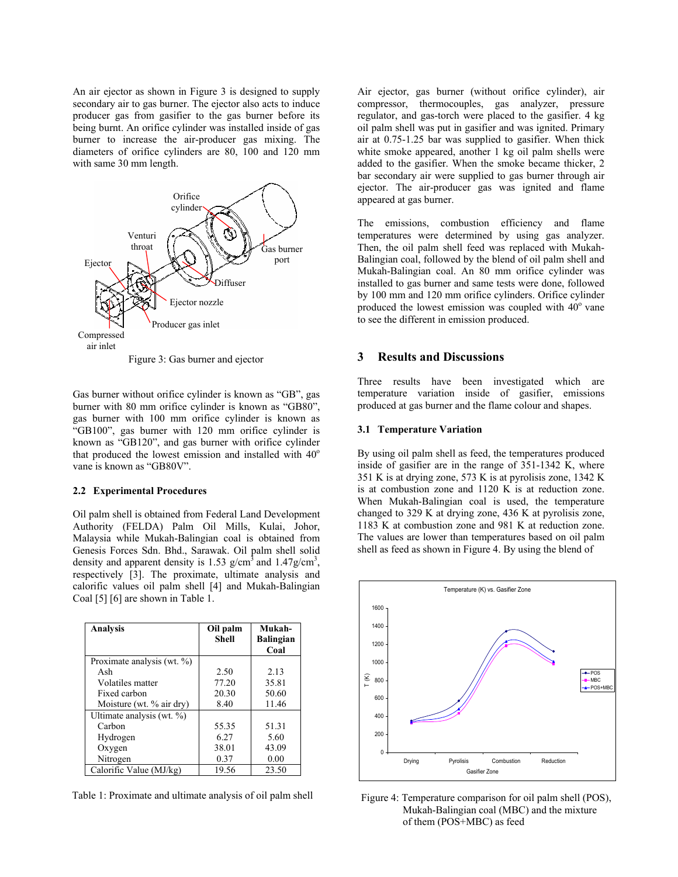An air ejector as shown in Figure 3 is designed to supply secondary air to gas burner. The ejector also acts to induce producer gas from gasifier to the gas burner before its being burnt. An orifice cylinder was installed inside of gas burner to increase the air-producer gas mixing. The diameters of orifice cylinders are 80, 100 and 120 mm with same 30 mm length.

Figure 3: Gas burner and ejector

Gas burner without orifice cylinder is known as "GB", gas burner with 80 mm orifice cylinder is known as "GB80", gas burner with 100 mm orifice cylinder is known as "GB100", gas burner with 120 mm orifice cylinder is known as "GB120", and gas burner with orifice cylinder that produced the lowest emission and installed with 40$^o$ vane is known as "GB80V".

### 2.2 Experimental Procedures

Oil palm shell is obtained from Federal Land Development Authority (FELDA) Palm Oil Mills, Kulai, Johor, Malaysia while Mukah-Balingian coal is obtained from Genesis Forces Sdn. Bhd., Sarawak. Oil palm shell solid density and apparent density is 1.53 g/cm$^3$ and 1.47g/cm$^3$, respectively [3]. The proximate, ultimate analysis and calorific values oil palm shell [4] and Mukah-Balingian Coal [5] [6] are shown in Table 1.

| Analysis | Oil palm Shell | Mukah-Balingian Coal |
|---|---|---|
| Proximate analysis (wt. %) | | |
| Ash | 2.50 | 2.13 |
| Volatiles matter | 77.20 | 35.81 |
| Fixed carbon | 20.30 | 50.60 |
| Moisture (wt. % air dry) | 8.40 | 11.46 |
| Ultimate analysis (wt. %) | | |
| Carbon | 55.35 | 51.31 |
| Hydrogen | 6.27 | 5.60 |
| Oxygen | 38.01 | 43.09 |
| Nitrogen | 0.37 | 0.00 |
| Calorific Value (MJ/kg) | 19.56 | 23.50 |

Table 1: Proximate and ultimate analysis of oil palm shell

Air ejector, gas burner (without orifice cylinder), air compressor, thermocouples, gas analyzer, pressure regulator, and gas-torch were placed to the gasifier. 4 kg oil palm shell was put in gasifier and was ignited. Primary air at 0.75-1.25 bar was supplied to gasifier. When thick white smoke appeared, another 1 kg oil palm shells were added to the gasifier. When the smoke became thicker, 2 bar secondary air were supplied to gas burner through air ejector. The air-producer gas was ignited and flame appeared at gas burner.

The emissions, combustion efficiency and flame temperatures were determined by using gas analyzer. Then, the oil palm shell feed was replaced with Mukah-Balingian coal, followed by the blend of oil palm shell and Mukah-Balingian coal. An 80 mm orifice cylinder was installed to gas burner and same tests were done, followed by 100 mm and 120 mm orifice cylinders. Orifice cylinder produced the lowest emission was coupled with 40$^o$ vane to see the different in emission produced.

## 3 Results and Discussions

Three results have been investigated which are temperature variation inside of gasifier, emissions produced at gas burner and the flame colour and shapes.

### 3.1 Temperature Variation

By using oil palm shell as feed, the temperatures produced inside of gasifier are in the range of 351-1342 K, where 351 K is at drying zone, 573 K is at pyrolisis zone, 1342 K is at combustion zone and 1120 K is at reduction zone. When Mukah-Balingian coal is used, the temperature changed to 329 K at drying zone, 436 K at pyrolisis zone, 1183 K at combustion zone and 981 K at reduction zone. The values are lower than temperatures based on oil palm shell as feed as shown in Figure 4. By using the blend of

Figure 4: Temperature comparison for oil palm shell (POS), Mukah-Balingian coal (MBC) and the mixture of them (POS+MBC) as feed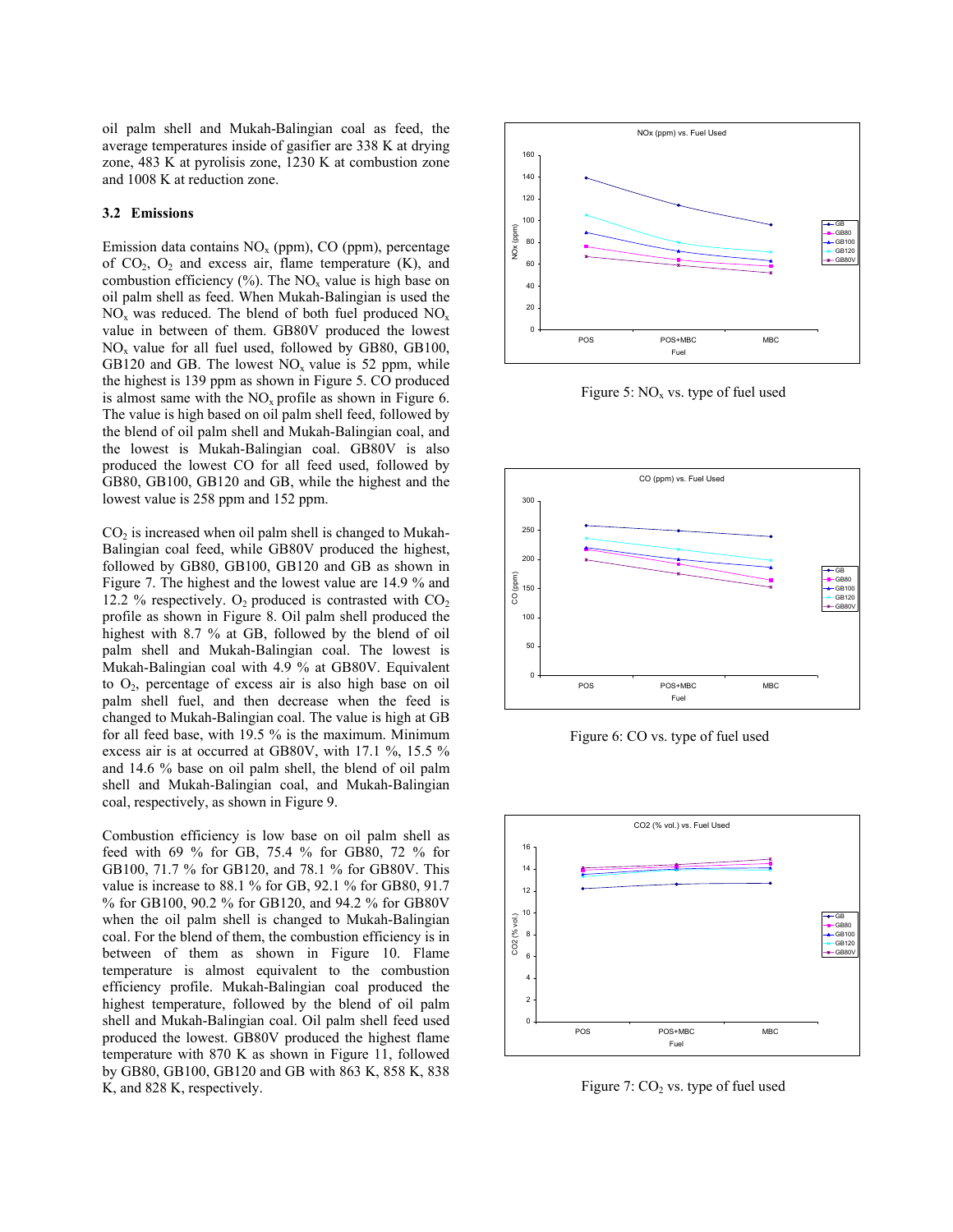oil palm shell and Mukah-Balingian coal as feed, the average temperatures inside of gasifier are 338 K at drying zone, 483 K at pyrolisis zone, 1230 K at combustion zone and 1008 K at reduction zone.

### 3.2 Emissions

Emission data contains $NO_x$ (ppm), CO (ppm), percentage of $CO_2$, $O_2$ and excess air, flame temperature (K), and combustion efficiency (%). The $NO_x$ value is high base on oil palm shell as feed. When Mukah-Balingian is used the $NO_x$ was reduced. The blend of both fuel produced $NO_x$ value in between of them. GB80V produced the lowest $NO_x$ value for all fuel used, followed by GB80, GB100, GB120 and GB. The lowest $NO_x$ value is 52 ppm, while the highest is 139 ppm as shown in Figure 5. CO produced is almost same with the $NO_x$ profile as shown in Figure 6. The value is high based on oil palm shell feed, followed by the blend of oil palm shell and Mukah-Balingian coal, and the lowest is Mukah-Balingian coal. GB80V is also produced the lowest CO for all feed used, followed by GB80, GB100, GB120 and GB, while the highest and the lowest value is 258 ppm and 152 ppm.

$CO_2$ is increased when oil palm shell is changed to Mukah-Balingian coal feed, while GB80V produced the highest, followed by GB80, GB100, GB120 and GB as shown in Figure 7. The highest and the lowest value are 14.9 % and 12.2 % respectively. $O_2$ produced is contrasted with $CO_2$ profile as shown in Figure 8. Oil palm shell produced the highest with 8.7 % at GB, followed by the blend of oil palm shell and Mukah-Balingian coal. The lowest is Mukah-Balingian coal with 4.9 % at GB80V. Equivalent to $O_2$, percentage of excess air is also high base on oil palm shell fuel, and then decrease when the feed is changed to Mukah-Balingian coal. The value is high at GB for all feed base, with 19.5 % is the maximum. Minimum excess air is at occurred at GB80V, with 17.1 %, 15.5 % and 14.6 % base on oil palm shell, the blend of oil palm shell and Mukah-Balingian coal, and Mukah-Balingian coal, respectively, as shown in Figure 9.

Combustion efficiency is low base on oil palm shell as feed with 69 % for GB, 75.4 % for GB80, 72 % for GB100, 71.7 % for GB120, and 78.1 % for GB80V. This value is increase to 88.1 % for GB, 92.1 % for GB80, 91.7 % for GB100, 90.2 % for GB120, and 94.2 % for GB80V when the oil palm shell is changed to Mukah-Balingian coal. For the blend of them, the combustion efficiency is in between of them as shown in Figure 10. Flame temperature is almost equivalent to the combustion efficiency profile. Mukah-Balingian coal produced the highest temperature, followed by the blend of oil palm shell and Mukah-Balingian coal. Oil palm shell feed used produced the lowest. GB80V produced the highest flame temperature with 870 K as shown in Figure 11, followed by GB80, GB100, GB120 and GB with 863 K, 858 K, 838 K, and 828 K, respectively.

Figure 5: $NO_x$ vs. type of fuel used

Figure 6: CO vs. type of fuel used

Figure 7: $CO_2$ vs. type of fuel used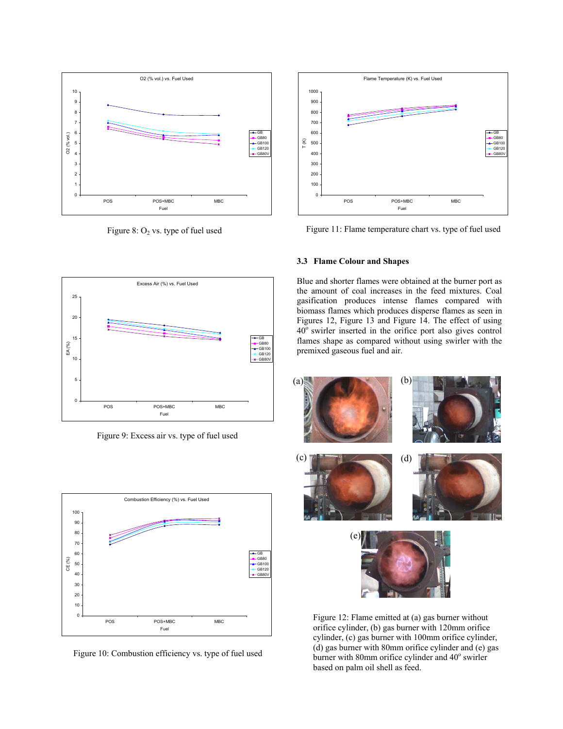Figure 8: $O_2$ vs. type of fuel used

Figure 9: Excess air vs. type of fuel used

Figure 10: Combustion efficiency vs. type of fuel used

Figure 11: Flame temperature chart vs. type of fuel used

### 3.3 Flame Colour and Shapes

Blue and shorter flames were obtained at the burner port as the amount of coal increases in the feed mixtures. Coal gasification produces intense flames compared with biomass flames which produces disperse flames as seen in Figures 12, Figure 13 and Figure 14. The effect of using $40^o$ swirler inserted in the orifice port also gives control flames shape as compared without using swirler with the premixed gaseous fuel and air.

Figure 12: Flame emitted at (a) gas burner without orifice cylinder, (b) gas burner with 120mm orifice cylinder, (c) gas burner with 100mm orifice cylinder, (d) gas burner with 80mm orifice cylinder and (e) gas burner with 80mm orifice cylinder and $40^o$ swirler based on palm oil shell as feed.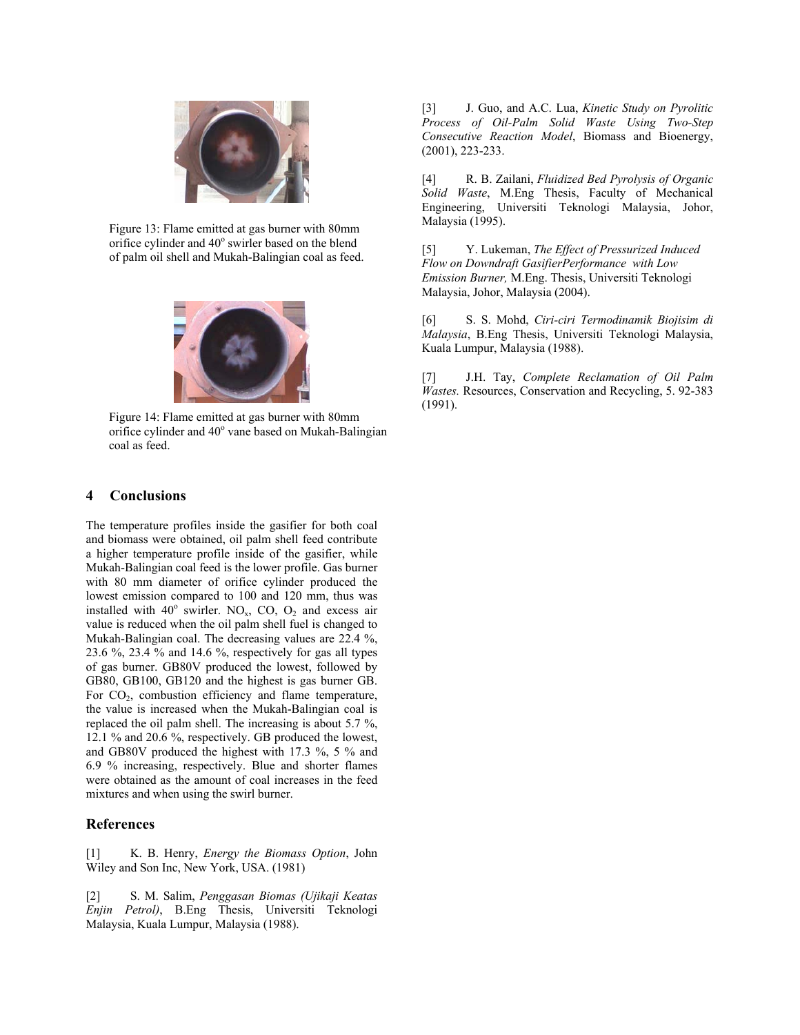Figure 13: Flame emitted at gas burner with 80mm orifice cylinder and 40$^o$ swirler based on the blend of palm oil shell and Mukah-Balingian coal as feed.

Figure 14: Flame emitted at gas burner with 80mm orifice cylinder and 40$^o$ vane based on Mukah-Balingian coal as feed.

## 4 Conclusions

The temperature profiles inside the gasifier for both coal and biomass were obtained, oil palm shell feed contribute a higher temperature profile inside of the gasifier, while Mukah-Balingian coal feed is the lower profile. Gas burner with 80 mm diameter of orifice cylinder produced the lowest emission compared to 100 and 120 mm, thus was installed with 40$^o$ swirler. $NO_x$, CO, $O_2$ and excess air value is reduced when the oil palm shell fuel is changed to Mukah-Balingian coal. The decreasing values are 22.4 %, 23.6 %, 23.4 % and 14.6 %, respectively for gas all types of gas burner. GB80V produced the lowest, followed by GB80, GB100, GB120 and the highest is gas burner GB. For $CO_2$, combustion efficiency and flame temperature, the value is increased when the Mukah-Balingian coal is replaced the oil palm shell. The increasing is about 5.7 %, 12.1 % and 20.6 %, respectively. GB produced the lowest, and GB80V produced the highest with 17.3 %, 5 % and 6.9 % increasing, respectively. Blue and shorter flames were obtained as the amount of coal increases in the feed mixtures and when using the swirl burner.

## References

[1] K. B. Henry, *Energy the Biomass Option*, John Wiley and Son Inc, New York, USA. (1981)

[2] S. M. Salim, *Penggasan Biomas (Ujikaji Keatas Enjin Petrol)*, B.Eng Thesis, Universiti Teknologi Malaysia, Kuala Lumpur, Malaysia (1988).

[3] J. Guo, and A.C. Lua, *Kinetic Study on Pyrolitic Process of Oil-Palm Solid Waste Using Two-Step Consecutive Reaction Model*, Biomass and Bioenergy, (2001), 223-233.

[4] R. B. Zailani, *Fluidized Bed Pyrolysis of Organic Solid Waste*, M.Eng Thesis, Faculty of Mechanical Engineering, Universiti Teknologi Malaysia, Johor, Malaysia (1995).

[5] Y. Lukeman, *The Effect of Pressurized Induced Flow on Downdraft GasifierPerformance with Low Emission Burner,* M.Eng. Thesis, Universiti Teknologi Malaysia, Johor, Malaysia (2004).

[6] S. S. Mohd, *Ciri-ciri Termodinamik Biojisim di Malaysia*, B.Eng Thesis, Universiti Teknologi Malaysia, Kuala Lumpur, Malaysia (1988).

[7] J.H. Tay, *Complete Reclamation of Oil Palm Wastes.* Resources, Conservation and Recycling, 5. 92-383 (1991).